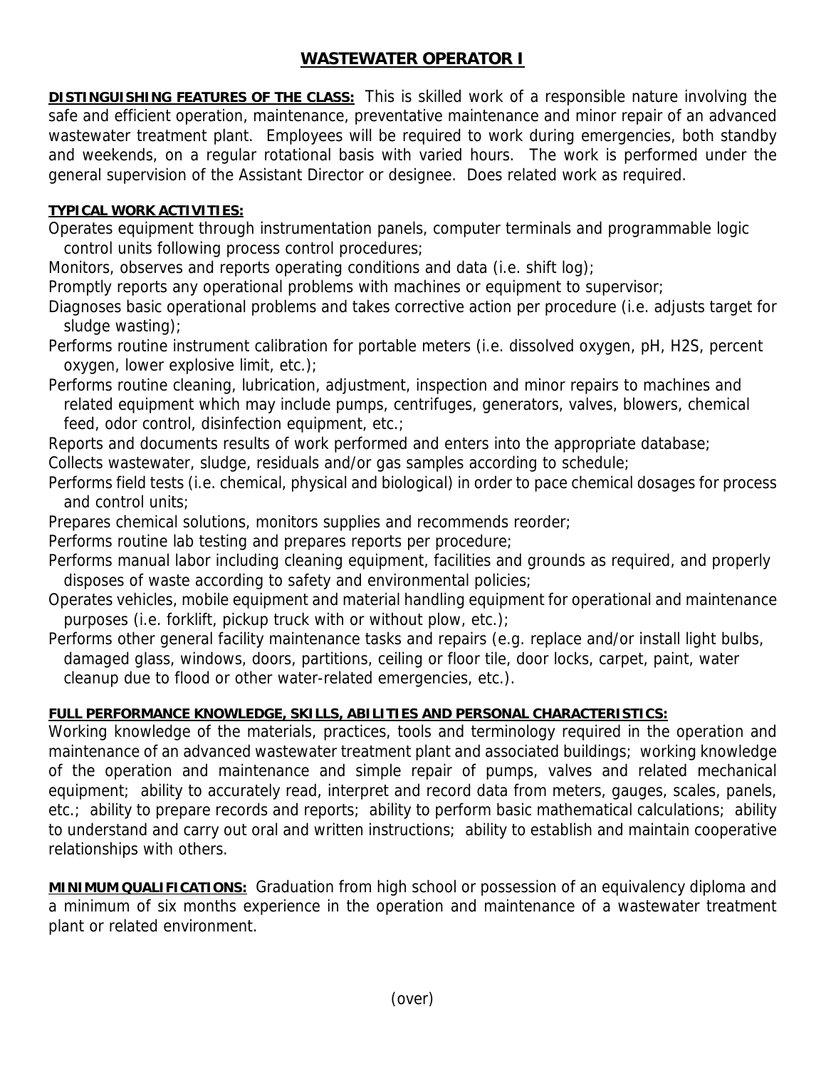# WASTEWATER OPERATOR I

**DISTINGUISHING FEATURES OF THE CLASS:** This is skilled work of a responsible nature involving the safe and efficient operation, maintenance, preventative maintenance and minor repair of an advanced wastewater treatment plant. Employees will be required to work during emergencies, both standby and weekends, on a regular rotational basis with varied hours. The work is performed under the general supervision of the Assistant Director or designee. Does related work as required.

**TYPICAL WORK ACTIVITIES:**

Operates equipment through instrumentation panels, computer terminals and programmable logic control units following process control procedures;

Monitors, observes and reports operating conditions and data (i.e. shift log);

Promptly reports any operational problems with machines or equipment to supervisor;

Diagnoses basic operational problems and takes corrective action per procedure (i.e. adjusts target for sludge wasting);

Performs routine instrument calibration for portable meters (i.e. dissolved oxygen, pH, $H_2S$, percent oxygen, lower explosive limit, etc.);

Performs routine cleaning, lubrication, adjustment, inspection and minor repairs to machines and related equipment which may include pumps, centrifuges, generators, valves, blowers, chemical feed, odor control, disinfection equipment, etc.;

Reports and documents results of work performed and enters into the appropriate database;

Collects wastewater, sludge, residuals and/or gas samples according to schedule;

Performs field tests (i.e. chemical, physical and biological) in order to pace chemical dosages for process and control units;

Prepares chemical solutions, monitors supplies and recommends reorder;

Performs routine lab testing and prepares reports per procedure;

Performs manual labor including cleaning equipment, facilities and grounds as required, and properly disposes of waste according to safety and environmental policies;

Operates vehicles, mobile equipment and material handling equipment for operational and maintenance purposes (i.e. forklift, pickup truck with or without plow, etc.);

Performs other general facility maintenance tasks and repairs (e.g. replace and/or install light bulbs, damaged glass, windows, doors, partitions, ceiling or floor tile, door locks, carpet, paint, water cleanup due to flood or other water-related emergencies, etc.).

**FULL PERFORMANCE KNOWLEDGE, SKILLS, ABILITIES AND PERSONAL CHARACTERISTICS:**

Working knowledge of the materials, practices, tools and terminology required in the operation and maintenance of an advanced wastewater treatment plant and associated buildings; working knowledge of the operation and maintenance and simple repair of pumps, valves and related mechanical equipment; ability to accurately read, interpret and record data from meters, gauges, scales, panels, etc.; ability to prepare records and reports; ability to perform basic mathematical calculations; ability to understand and carry out oral and written instructions; ability to establish and maintain cooperative relationships with others.

**MINIMUM QUALIFICATIONS:** Graduation from high school or possession of an equivalency diploma and a minimum of six months experience in the operation and maintenance of a wastewater treatment plant or related environment.

(over)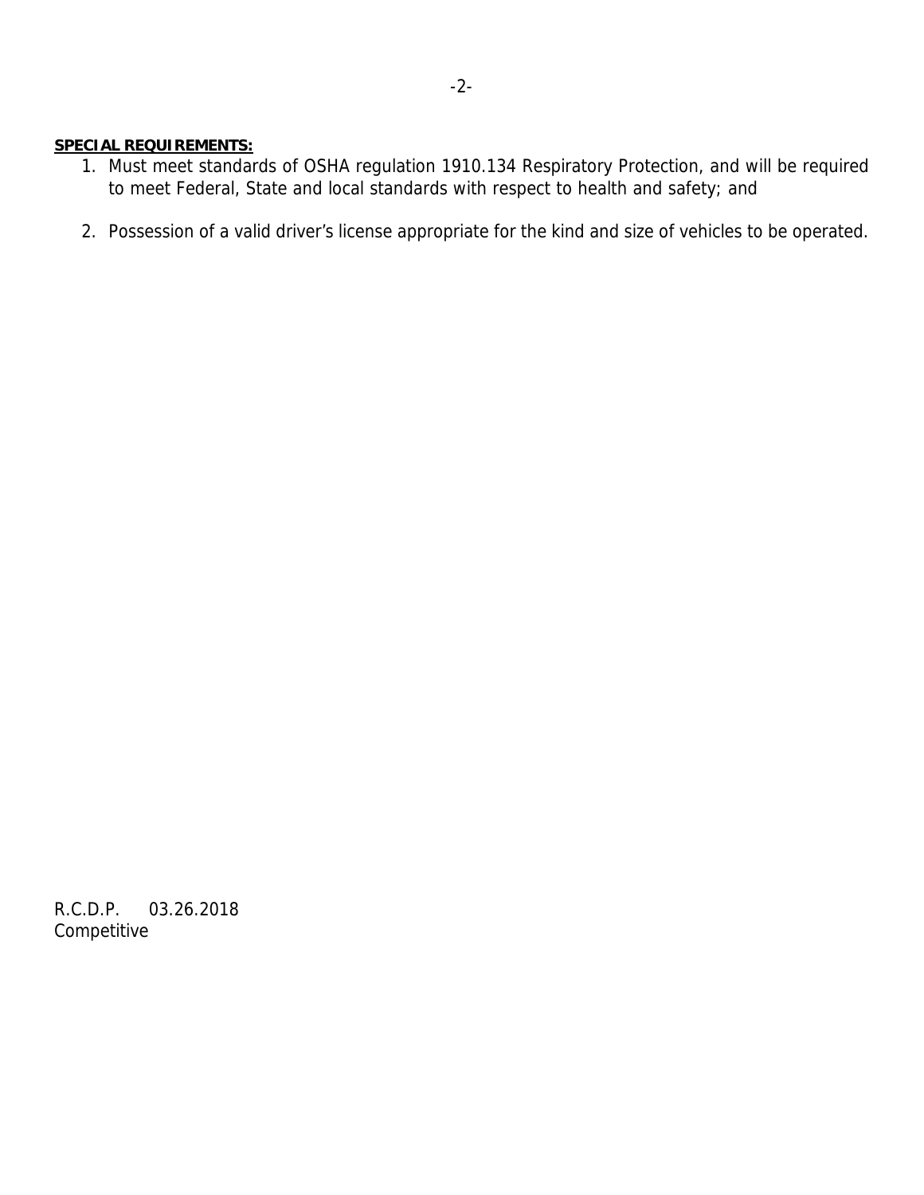**SPECIAL REQUIREMENTS:**

1. Must meet standards of OSHA regulation 1910.134 Respiratory Protection, and will be required to meet Federal, State and local standards with respect to health and safety; and

2. Possession of a valid driver's license appropriate for the kind and size of vehicles to be operated.

R.C.D.P. 03.26.2018
Competitive